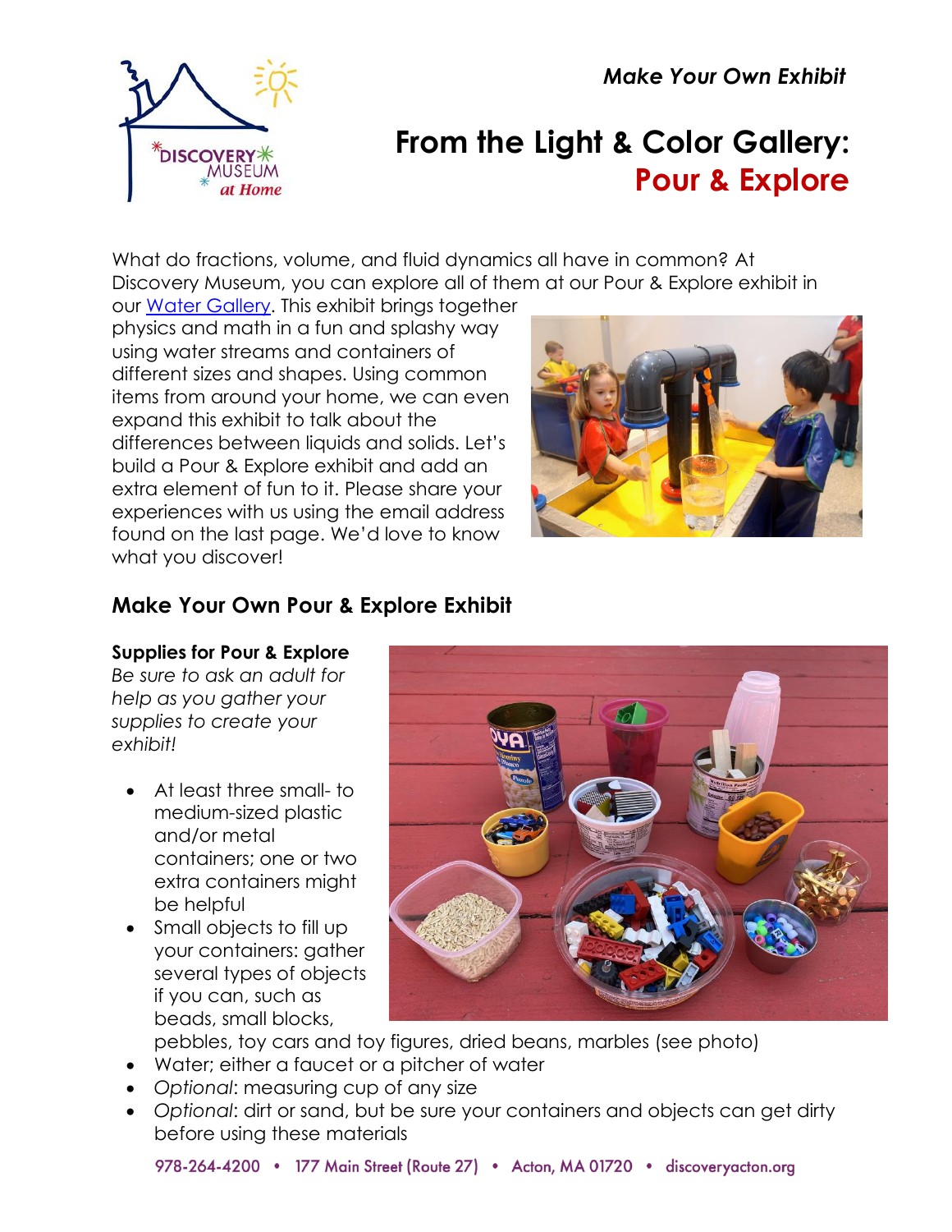*Make Your Own Exhibit*

# From the Light & Color Gallery: Pour & Explore

What do fractions, volume, and fluid dynamics all have in common? At Discovery Museum, you can explore all of them at our Pour & Explore exhibit in our Water Gallery. This exhibit brings together physics and math in a fun and splashy way using water streams and containers of different sizes and shapes. Using common items from around your home, we can even expand this exhibit to talk about the differences between liquids and solids. Let's build a Pour & Explore exhibit and add an extra element of fun to it. Please share your experiences with us using the email address found on the last page. We'd love to know what you discover!

## Make Your Own Pour & Explore Exhibit

**Supplies for Pour & Explore**

*Be sure to ask an adult for help as you gather your supplies to create your exhibit!*

- At least three small- to medium-sized plastic and/or metal containers; one or two extra containers might be helpful
- Small objects to fill up your containers: gather several types of objects if you can, such as beads, small blocks, pebbles, toy cars and toy figures, dried beans, marbles (see photo)
- Water; either a faucet or a pitcher of water
- *Optional*: measuring cup of any size
- *Optional*: dirt or sand, but be sure your containers and objects can get dirty before using these materials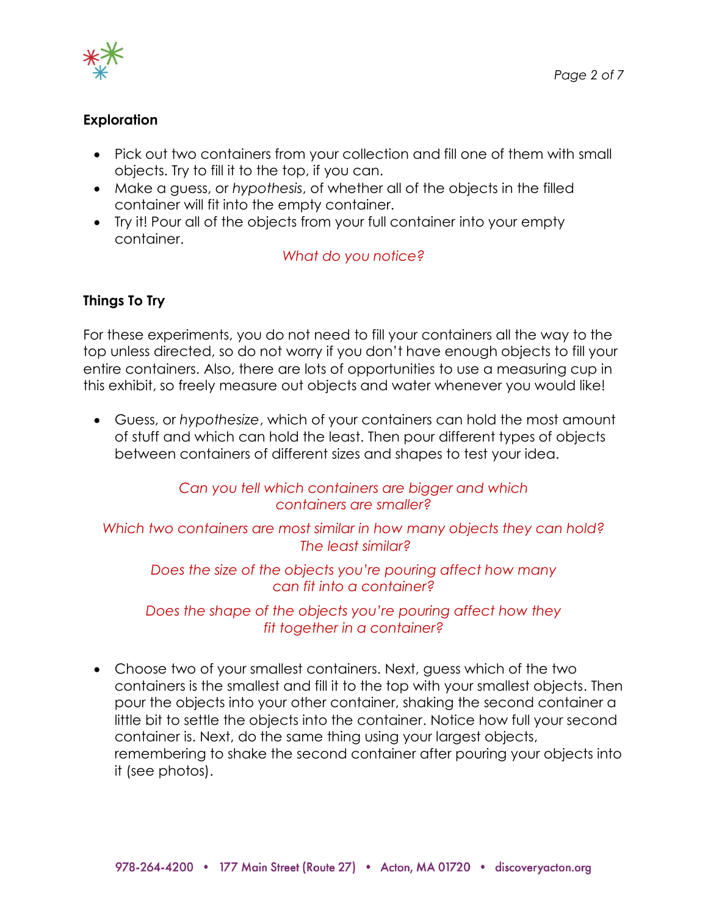**Exploration**

- Pick out two containers from your collection and fill one of them with small objects. Try to fill it to the top, if you can.
- Make a guess, or *hypothesis*, of whether all of the objects in the filled container will fit into the empty container.
- Try it! Pour all of the objects from your full container into your empty container.

*What do you notice?*

**Things To Try**

For these experiments, you do not need to fill your containers all the way to the top unless directed, so do not worry if you don't have enough objects to fill your entire containers. Also, there are lots of opportunities to use a measuring cup in this exhibit, so freely measure out objects and water whenever you would like!

- Guess, or *hypothesize*, which of your containers can hold the most amount of stuff and which can hold the least. Then pour different types of objects between containers of different sizes and shapes to test your idea.

*Can you tell which containers are bigger and which containers are smaller?*

*Which two containers are most similar in how many objects they can hold? The least similar?*

*Does the size of the objects you're pouring affect how many can fit into a container?*

*Does the shape of the objects you're pouring affect how they fit together in a container?*

- Choose two of your smallest containers. Next, guess which of the two containers is the smallest and fill it to the top with your smallest objects. Then pour the objects into your other container, shaking the second container a little bit to settle the objects into the container. Notice how full your second container is. Next, do the same thing using your largest objects, remembering to shake the second container after pouring your objects into it (see photos).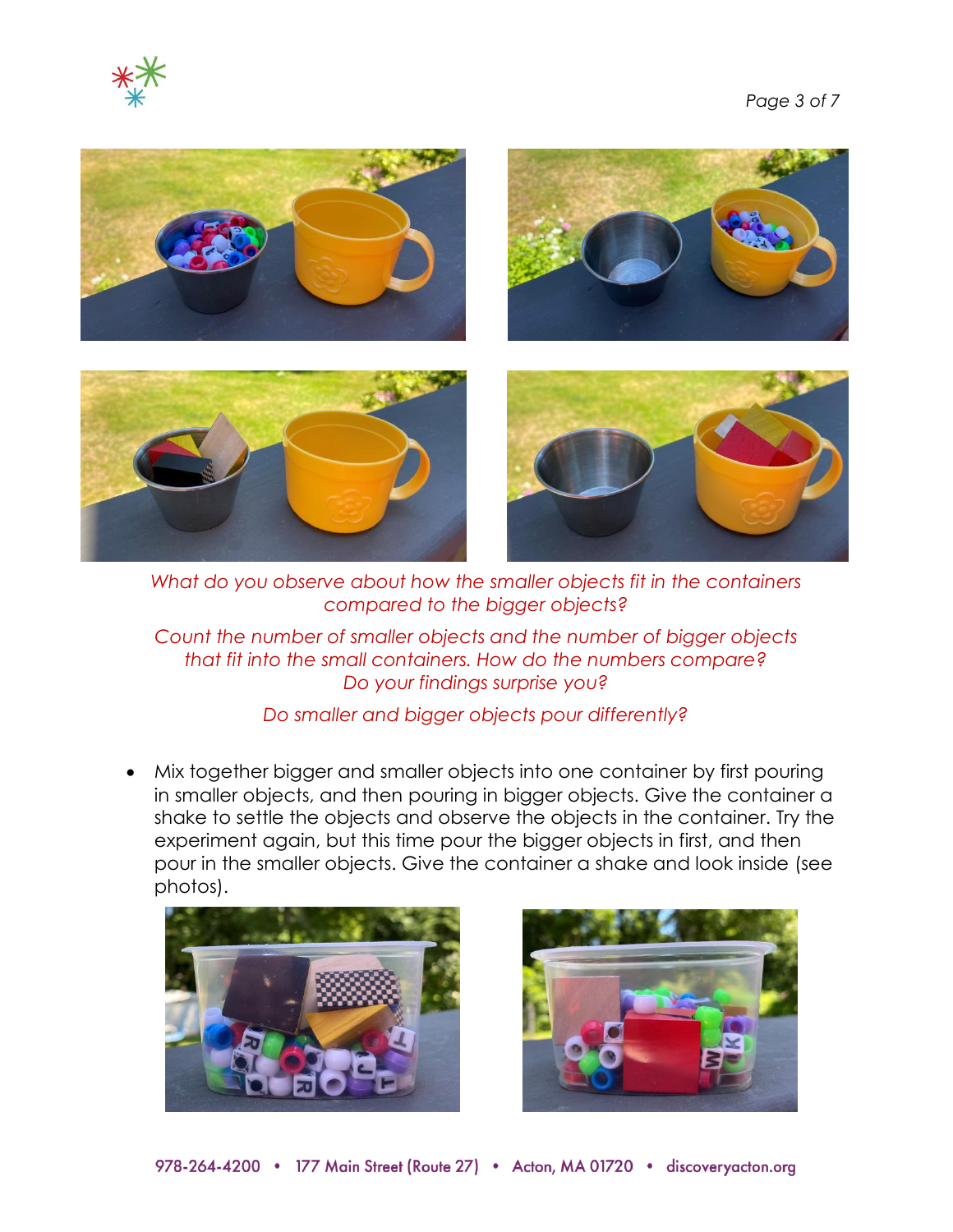*What do you observe about how the smaller objects fit in the containers compared to the bigger objects?*

*Count the number of smaller objects and the number of bigger objects that fit into the small containers. How do the numbers compare? Do your findings surprise you?*

*Do smaller and bigger objects pour differently?*

- Mix together bigger and smaller objects into one container by first pouring in smaller objects, and then pouring in bigger objects. Give the container a shake to settle the objects and observe the objects in the container. Try the experiment again, but this time pour the bigger objects in first, and then pour in the smaller objects. Give the container a shake and look inside (see photos).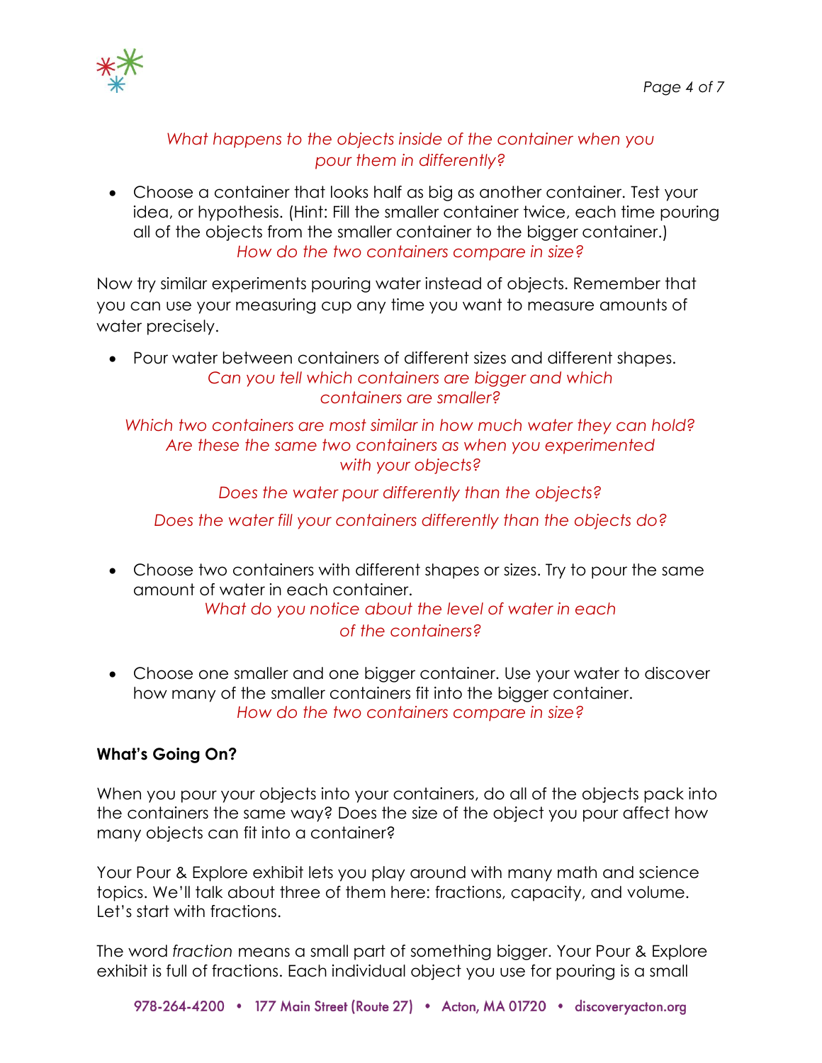*What happens to the objects inside of the container when you pour them in differently?*

- Choose a container that looks half as big as another container. Test your idea, or hypothesis. (Hint: Fill the smaller container twice, each time pouring all of the objects from the smaller container to the bigger container.)
  *How do the two containers compare in size?*

Now try similar experiments pouring water instead of objects. Remember that you can use your measuring cup any time you want to measure amounts of water precisely.

- Pour water between containers of different sizes and different shapes.
  *Can you tell which containers are bigger and which containers are smaller?*

  *Which two containers are most similar in how much water they can hold? Are these the same two containers as when you experimented with your objects?*

  *Does the water pour differently than the objects?*

  *Does the water fill your containers differently than the objects do?*

- Choose two containers with different shapes or sizes. Try to pour the same amount of water in each container.
  *What do you notice about the level of water in each of the containers?*

- Choose one smaller and one bigger container. Use your water to discover how many of the smaller containers fit into the bigger container.
  *How do the two containers compare in size?*

**What's Going On?**

When you pour your objects into your containers, do all of the objects pack into the containers the same way? Does the size of the object you pour affect how many objects can fit into a container?

Your Pour & Explore exhibit lets you play around with many math and science topics. We'll talk about three of them here: fractions, capacity, and volume. Let's start with fractions.

The word *fraction* means a small part of something bigger. Your Pour & Explore exhibit is full of fractions. Each individual object you use for pouring is a small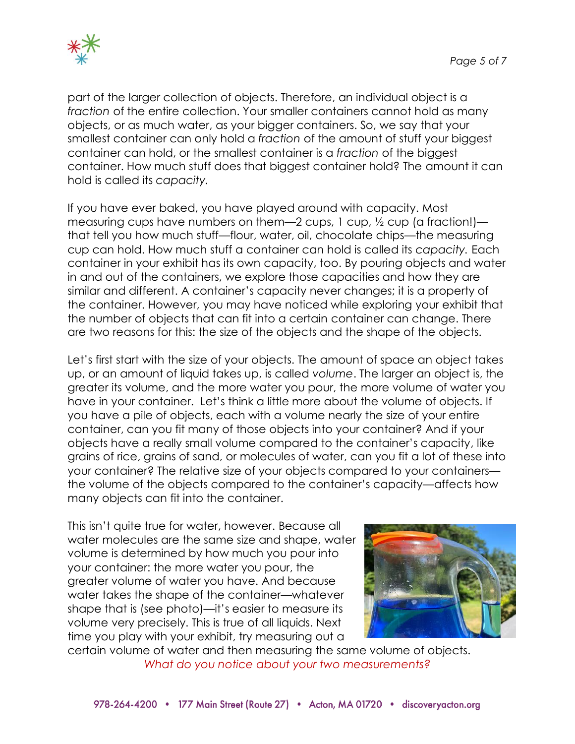part of the larger collection of objects. Therefore, an individual object is a *fraction* of the entire collection. Your smaller containers cannot hold as many objects, or as much water, as your bigger containers. So, we say that your smallest container can only hold a *fraction* of the amount of stuff your biggest container can hold, or the smallest container is a *fraction* of the biggest container. How much stuff does that biggest container hold? The amount it can hold is called its *capacity.*

If you have ever baked, you have played around with capacity. Most measuring cups have numbers on them—2 cups, 1 cup, ½ cup (a fraction!)—that tell you how much stuff—flour, water, oil, chocolate chips—the measuring cup can hold. How much stuff a container can hold is called its *capacity.* Each container in your exhibit has its own capacity, too. By pouring objects and water in and out of the containers, we explore those capacities and how they are similar and different. A container's capacity never changes; it is a property of the container. However, you may have noticed while exploring your exhibit that the number of objects that can fit into a certain container can change. There are two reasons for this: the size of the objects and the shape of the objects.

Let's first start with the size of your objects. The amount of space an object takes up, or an amount of liquid takes up, is called *volume*. The larger an object is, the greater its volume, and the more water you pour, the more volume of water you have in your container. Let's think a little more about the volume of objects. If you have a pile of objects, each with a volume nearly the size of your entire container, can you fit many of those objects into your container? And if your objects have a really small volume compared to the container's capacity, like grains of rice, grains of sand, or molecules of water, can you fit a lot of these into your container? The relative size of your objects compared to your containers—the volume of the objects compared to the container's capacity—affects how many objects can fit into the container.

This isn't quite true for water, however. Because all water molecules are the same size and shape, water volume is determined by how much you pour into your container: the more water you pour, the greater volume of water you have. And because water takes the shape of the container—whatever shape that is (see photo)—it's easier to measure its volume very precisely. This is true of all liquids. Next time you play with your exhibit, try measuring out a certain volume of water and then measuring the same volume of objects.

*What do you notice about your two measurements?*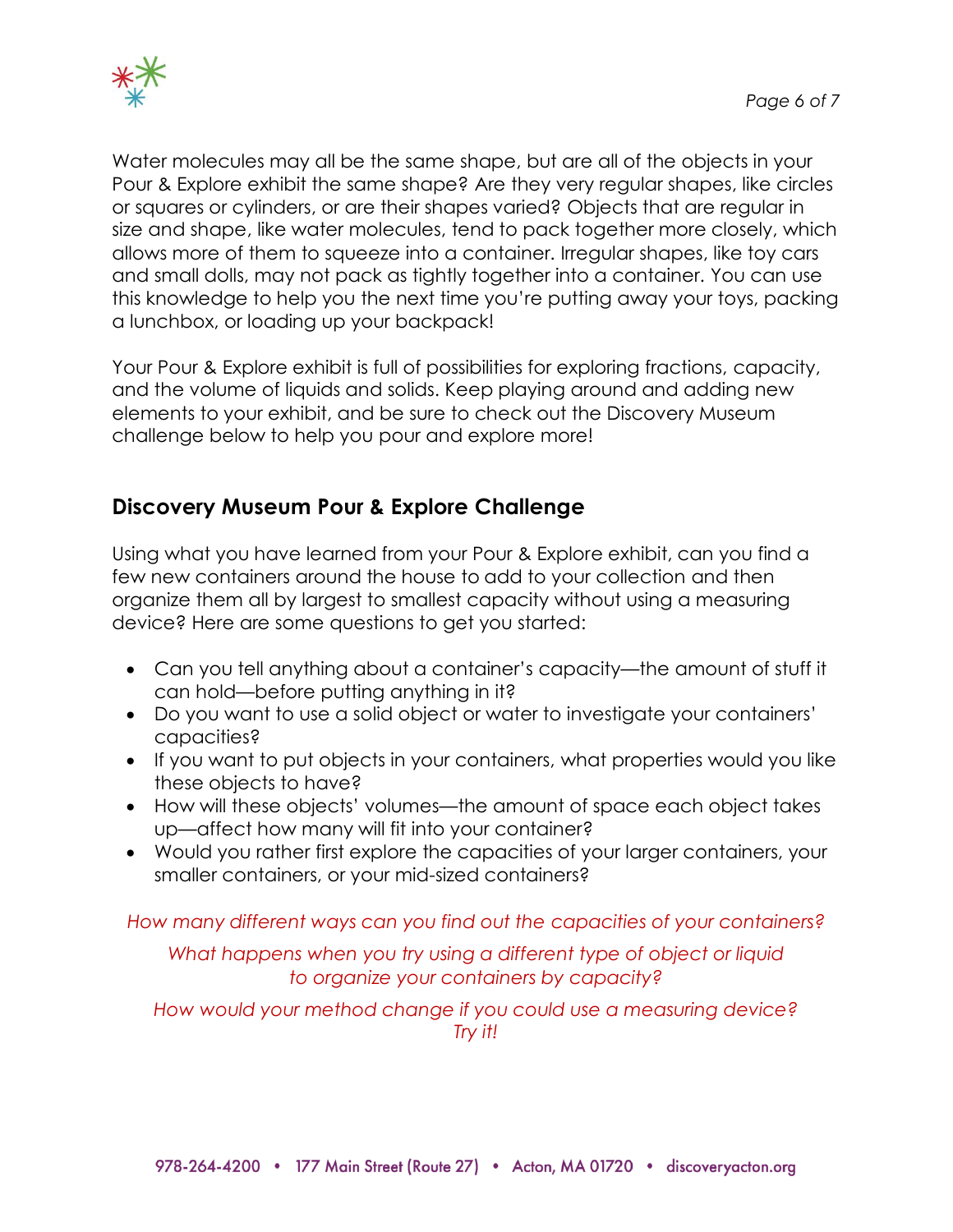Water molecules may all be the same shape, but are all of the objects in your Pour & Explore exhibit the same shape? Are they very regular shapes, like circles or squares or cylinders, or are their shapes varied? Objects that are regular in size and shape, like water molecules, tend to pack together more closely, which allows more of them to squeeze into a container. Irregular shapes, like toy cars and small dolls, may not pack as tightly together into a container. You can use this knowledge to help you the next time you're putting away your toys, packing a lunchbox, or loading up your backpack!

Your Pour & Explore exhibit is full of possibilities for exploring fractions, capacity, and the volume of liquids and solids. Keep playing around and adding new elements to your exhibit, and be sure to check out the Discovery Museum challenge below to help you pour and explore more!

## Discovery Museum Pour & Explore Challenge

Using what you have learned from your Pour & Explore exhibit, can you find a few new containers around the house to add to your collection and then organize them all by largest to smallest capacity without using a measuring device? Here are some questions to get you started:

- Can you tell anything about a container's capacity—the amount of stuff it can hold—before putting anything in it?
- Do you want to use a solid object or water to investigate your containers' capacities?
- If you want to put objects in your containers, what properties would you like these objects to have?
- How will these objects' volumes—the amount of space each object takes up—affect how many will fit into your container?
- Would you rather first explore the capacities of your larger containers, your smaller containers, or your mid-sized containers?

*How many different ways can you find out the capacities of your containers?*

*What happens when you try using a different type of object or liquid to organize your containers by capacity?*

*How would your method change if you could use a measuring device? Try it!*

978-264-4200 • 177 Main Street (Route 27) • Acton, MA 01720 • discoveryacton.org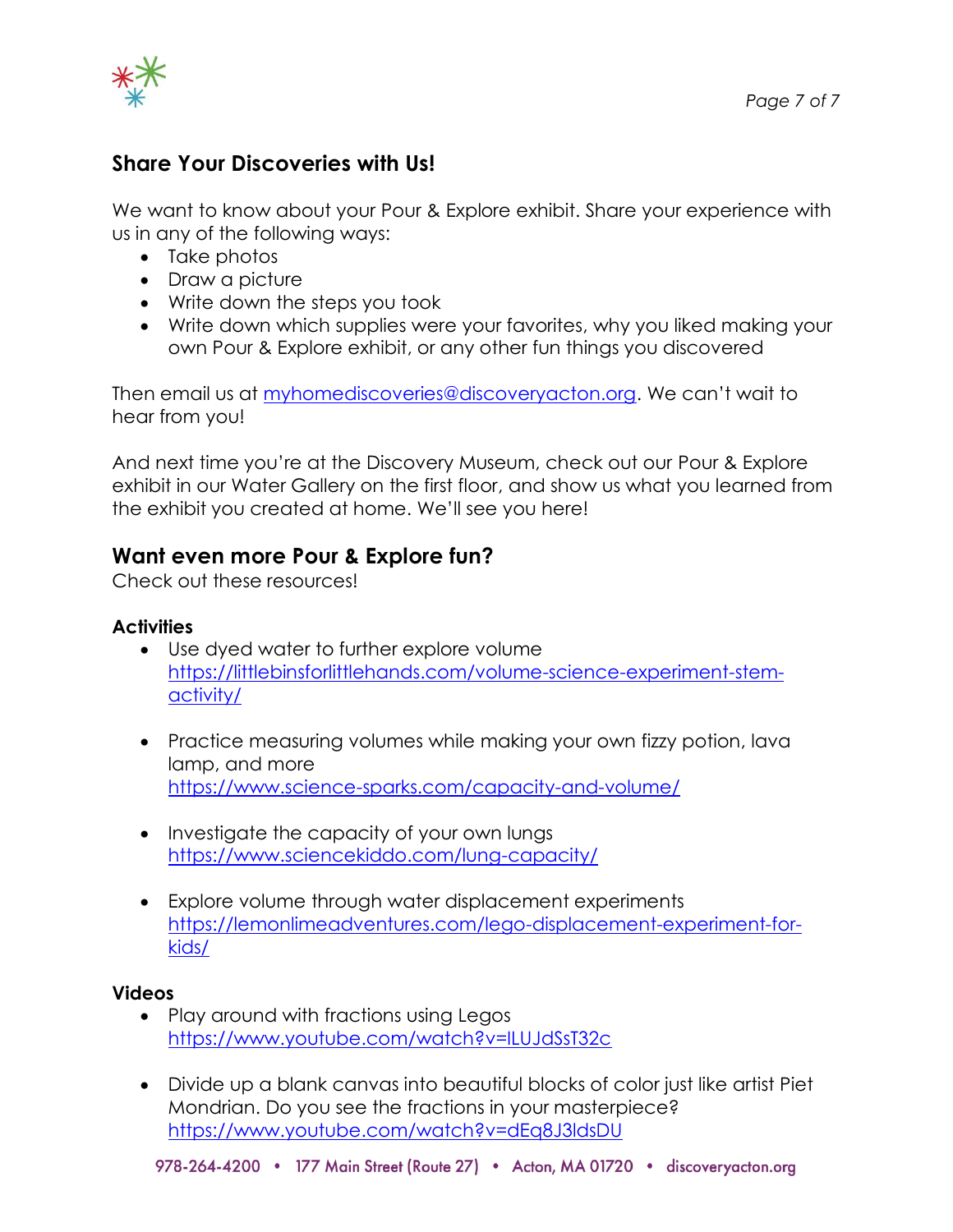## Share Your Discoveries with Us!

We want to know about your Pour & Explore exhibit. Share your experience with us in any of the following ways:

- Take photos
- Draw a picture
- Write down the steps you took
- Write down which supplies were your favorites, why you liked making your own Pour & Explore exhibit, or any other fun things you discovered

Then email us at myhomediscoveries@discoveryacton.org. We can't wait to hear from you!

And next time you're at the Discovery Museum, check out our Pour & Explore exhibit in our Water Gallery on the first floor, and show us what you learned from the exhibit you created at home. We'll see you here!

## Want even more Pour & Explore fun?

Check out these resources!

### Activities

- Use dyed water to further explore volume
  https://littlebinsforlittlehands.com/volume-science-experiment-stem-activity/

- Practice measuring volumes while making your own fizzy potion, lava lamp, and more
  https://www.science-sparks.com/capacity-and-volume/

- Investigate the capacity of your own lungs
  https://www.sciencekiddo.com/lung-capacity/

- Explore volume through water displacement experiments
  https://lemonlimeadventures.com/lego-displacement-experiment-for-kids/

### Videos

- Play around with fractions using Legos
  https://www.youtube.com/watch?v=ILUJdSsT32c

- Divide up a blank canvas into beautiful blocks of color just like artist Piet Mondrian. Do you see the fractions in your masterpiece?
  https://www.youtube.com/watch?v=dEq8J3ldsDU

978-264-4200 • 177 Main Street (Route 27) • Acton, MA 01720 • discoveryacton.org